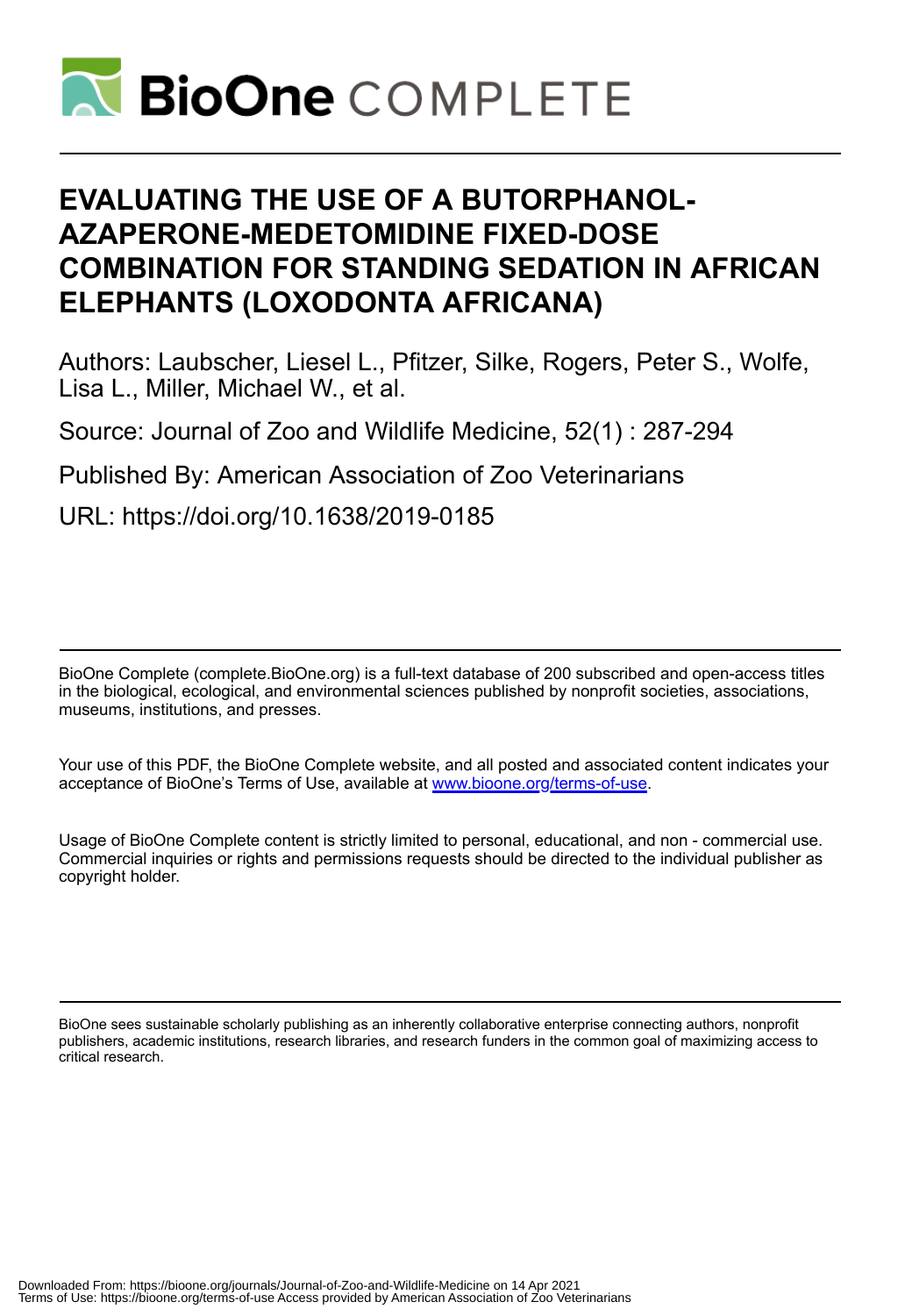# BioOne COMPLETE

# EVALUATING THE USE OF A BUTORPHANOL-AZAPERONE-MEDETOMIDINE FIXED-DOSE COMBINATION FOR STANDING SEDATION IN AFRICAN ELEPHANTS (LOXODONTA AFRICANA)

Authors: Laubscher, Liesel L., Pfitzer, Silke, Rogers, Peter S., Wolfe, Lisa L., Miller, Michael W., et al.

Source: Journal of Zoo and Wildlife Medicine, 52(1) : 287-294

Published By: American Association of Zoo Veterinarians

URL: https://doi.org/10.1638/2019-0185

BioOne Complete (complete.BioOne.org) is a full-text database of 200 subscribed and open-access titles in the biological, ecological, and environmental sciences published by nonprofit societies, associations, museums, institutions, and presses.

Your use of this PDF, the BioOne Complete website, and all posted and associated content indicates your acceptance of BioOne's Terms of Use, available at www.bioone.org/terms-of-use.

Usage of BioOne Complete content is strictly limited to personal, educational, and non - commercial use. Commercial inquiries or rights and permissions requests should be directed to the individual publisher as copyright holder.

BioOne sees sustainable scholarly publishing as an inherently collaborative enterprise connecting authors, nonprofit publishers, academic institutions, research libraries, and research funders in the common goal of maximizing access to critical research.

Downloaded From: https://bioone.org/journals/Journal-of-Zoo-and-Wildlife-Medicine on 14 Apr 2021
Terms of Use: https://bioone.org/terms-of-use Access provided by American Association of Zoo Veterinarians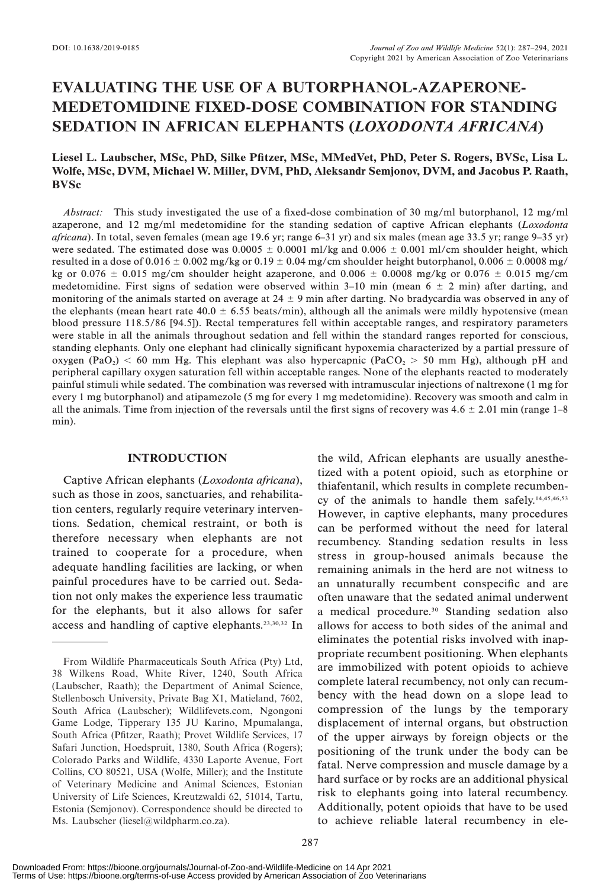# EVALUATING THE USE OF A BUTORPHANOL-AZAPERONE-MEDETOMIDINE FIXED-DOSE COMBINATION FOR STANDING SEDATION IN AFRICAN ELEPHANTS (*LOXODONTA AFRICANA*)

**Liesel L. Laubscher, MSc, PhD, Silke Pfitzer, MSc, MMedVet, PhD, Peter S. Rogers, BVSc, Lisa L. Wolfe, MSc, DVM, Michael W. Miller, DVM, PhD, Aleksandr Semjonov, DVM, and Jacobus P. Raath, BVSc**

*Abstract:* This study investigated the use of a fixed-dose combination of 30 mg/ml butorphanol, 12 mg/ml azaperone, and 12 mg/ml medetomidine for the standing sedation of captive African elephants (*Loxodonta africana*). In total, seven females (mean age 19.6 yr; range 6–31 yr) and six males (mean age 33.5 yr; range 9–35 yr) were sedated. The estimated dose was 0.0005 ± 0.0001 ml/kg and 0.006 ± 0.001 ml/cm shoulder height, which resulted in a dose of 0.016 ± 0.002 mg/kg or 0.19 ± 0.04 mg/cm shoulder height butorphanol, 0.006 ± 0.0008 mg/kg or 0.076 ± 0.015 mg/cm shoulder height azaperone, and 0.006 ± 0.0008 mg/kg or 0.076 ± 0.015 mg/cm medetomidine. First signs of sedation were observed within 3–10 min (mean 6 ± 2 min) after darting, and monitoring of the animals started on average at 24 ± 9 min after darting. No bradycardia was observed in any of the elephants (mean heart rate 40.0 ± 6.55 beats/min), although all the animals were mildly hypotensive (mean blood pressure 118.5/86 [94.5]). Rectal temperatures fell within acceptable ranges, and respiratory parameters were stable in all the animals throughout sedation and fell within the standard ranges reported for conscious, standing elephants. Only one elephant had clinically significant hypoxemia characterized by a partial pressure of oxygen ($PaO_2$) < 60 mm Hg. This elephant was also hypercapnic ($PaCO_2$ > 50 mm Hg), although pH and peripheral capillary oxygen saturation fell within acceptable ranges. None of the elephants reacted to moderately painful stimuli while sedated. The combination was reversed with intramuscular injections of naltrexone (1 mg for every 1 mg butorphanol) and atipamezole (5 mg for every 1 mg medetomidine). Recovery was smooth and calm in all the animals. Time from injection of the reversals until the first signs of recovery was 4.6 ± 2.01 min (range 1–8 min).

## INTRODUCTION

Captive African elephants (*Loxodonta africana*), such as those in zoos, sanctuaries, and rehabilitation centers, regularly require veterinary interventions. Sedation, chemical restraint, or both is therefore necessary when elephants are not trained to cooperate for a procedure, when adequate handling facilities are lacking, or when painful procedures have to be carried out. Sedation not only makes the experience less traumatic for the elephants, but it also allows for safer access and handling of captive elephants.[23,30,32] In the wild, African elephants are usually anesthetized with a potent opioid, such as etorphine or thiafentanil, which results in complete recumbency of the animals to handle them safely.[14,45,46,53] However, in captive elephants, many procedures can be performed without the need for lateral recumbency. Standing sedation results in less stress in group-housed animals because the remaining animals in the herd are not witness to an unnaturally recumbent conspecific and are often unaware that the sedated animal underwent a medical procedure.[30] Standing sedation also allows for access to both sides of the animal and eliminates the potential risks involved with inappropriate recumbent positioning. When elephants are immobilized with potent opioids to achieve complete lateral recumbency, not only can recumbency with the head down on a slope lead to compression of the lungs by the temporary displacement of internal organs, but obstruction of the upper airways by foreign objects or the positioning of the trunk under the body can be fatal. Nerve compression and muscle damage by a hard surface or by rocks are an additional physical risk to elephants going into lateral recumbency. Additionally, potent opioids that have to be used to achieve reliable lateral recumbency in ele-

From Wildlife Pharmaceuticals South Africa (Pty) Ltd, 38 Wilkens Road, White River, 1240, South Africa (Laubscher, Raath); the Department of Animal Science, Stellenbosch University, Private Bag X1, Matieland, 7602, South Africa (Laubscher); Wildlifevets.com, Ngongoni Game Lodge, Tipperary 135 JU Karino, Mpumalanga, South Africa (Pfitzer, Raath); Provet Wildlife Services, 17 Safari Junction, Hoedspruit, 1380, South Africa (Rogers); Colorado Parks and Wildlife, 4330 Laporte Avenue, Fort Collins, CO 80521, USA (Wolfe, Miller); and the Institute of Veterinary Medicine and Animal Sciences, Estonian University of Life Sciences, Kreutzwaldi 62, 51014, Tartu, Estonia (Semjonov). Correspondence should be directed to Ms. Laubscher (liesel@wildpharm.co.za).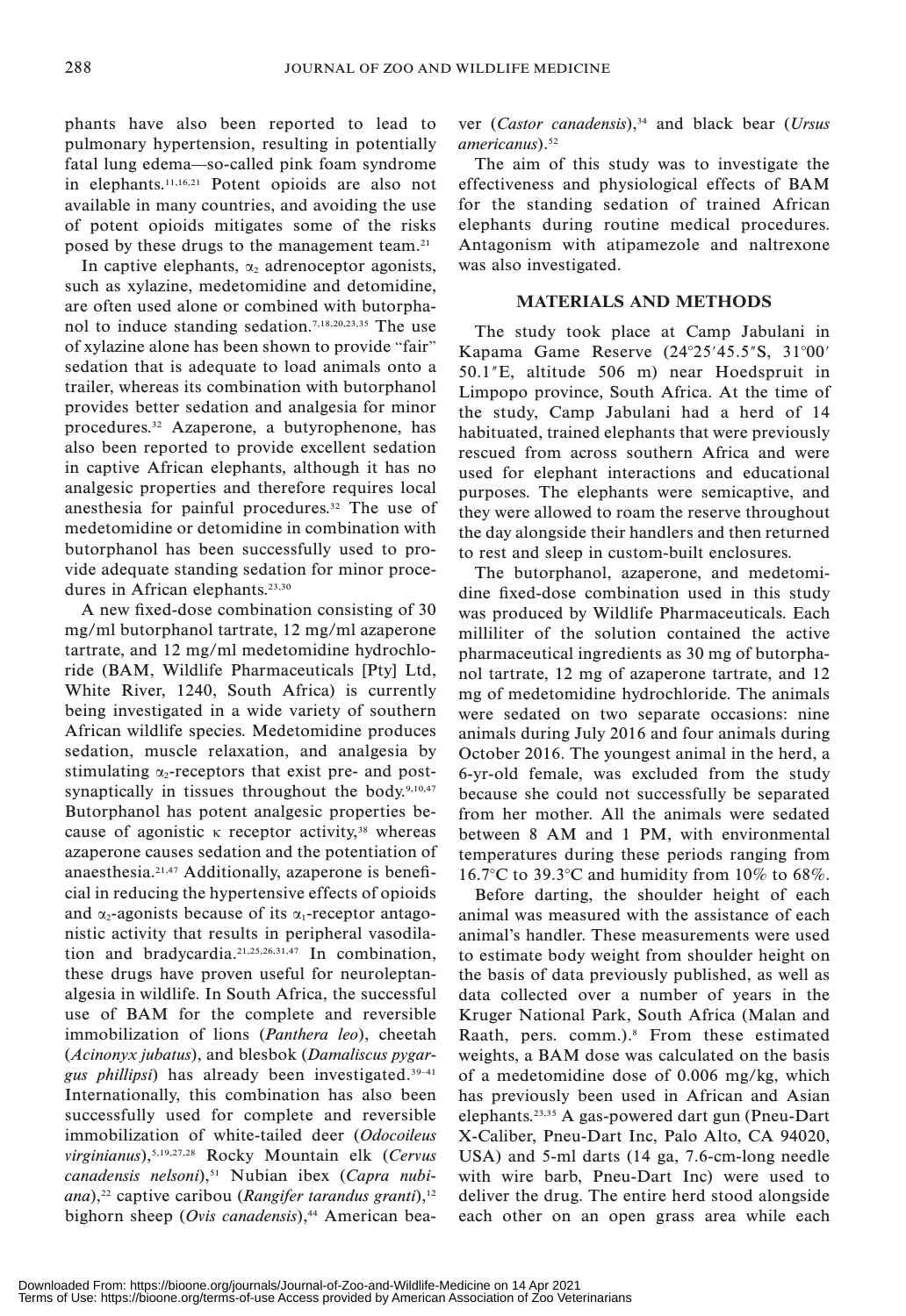phants have also been reported to lead to pulmonary hypertension, resulting in potentially fatal lung edema—so-called pink foam syndrome in elephants.[11,16,21] Potent opioids are also not available in many countries, and avoiding the use of potent opioids mitigates some of the risks posed by these drugs to the management team.[21]

In captive elephants, $\alpha_2$ adrenoceptor agonists, such as xylazine, medetomidine and detomidine, are often used alone or combined with butorphanol to induce standing sedation.[7,18,20,23,35] The use of xylazine alone has been shown to provide "fair" sedation that is adequate to load animals onto a trailer, whereas its combination with butorphanol provides better sedation and analgesia for minor procedures.[32] Azaperone, a butyrophenone, has also been reported to provide excellent sedation in captive African elephants, although it has no analgesic properties and therefore requires local anesthesia for painful procedures.[32] The use of medetomidine or detomidine in combination with butorphanol has been successfully used to provide adequate standing sedation for minor procedures in African elephants.[23,30]

A new fixed-dose combination consisting of 30 mg/ml butorphanol tartrate, 12 mg/ml azaperone tartrate, and 12 mg/ml medetomidine hydrochloride (BAM, Wildlife Pharmaceuticals [Pty] Ltd, White River, 1240, South Africa) is currently being investigated in a wide variety of southern African wildlife species. Medetomidine produces sedation, muscle relaxation, and analgesia by stimulating $\alpha_2$-receptors that exist pre- and postsynaptically in tissues throughout the body.[9,10,47] Butorphanol has potent analgesic properties because of agonistic $\kappa$ receptor activity,[38] whereas azaperone causes sedation and the potentiation of anaesthesia.[21,47] Additionally, azaperone is beneficial in reducing the hypertensive effects of opioids and $\alpha_2$-agonists because of its $\alpha_1$-receptor antagonistic activity that results in peripheral vasodilation and bradycardia.[21,25,26,31,47] In combination, these drugs have proven useful for neuroleptanalgesia in wildlife. In South Africa, the successful use of BAM for the complete and reversible immobilization of lions (*Panthera leo*), cheetah (*Acinonyx jubatus*), and blesbok (*Damaliscus pygargus phillipsi*) has already been investigated.[39–41] Internationally, this combination has also been successfully used for complete and reversible immobilization of white-tailed deer (*Odocoileus virginianus*),[5,19,27,28] Rocky Mountain elk (*Cervus canadensis nelsoni*),[51] Nubian ibex (*Capra nubiana*),[22] captive caribou (*Rangifer tarandus granti*),[12] bighorn sheep (*Ovis canadensis*),[44] American beaver (*Castor canadensis*),[34] and black bear (*Ursus americanus*).[52]

The aim of this study was to investigate the effectiveness and physiological effects of BAM for the standing sedation of trained African elephants during routine medical procedures. Antagonism with atipamezole and naltrexone was also investigated.

## MATERIALS AND METHODS

The study took place at Camp Jabulani in Kapama Game Reserve (24°25′45.5″S, 31°00′50.1″E, altitude 506 m) near Hoedspruit in Limpopo province, South Africa. At the time of the study, Camp Jabulani had a herd of 14 habituated, trained elephants that were previously rescued from across southern Africa and were used for elephant interactions and educational purposes. The elephants were semicaptive, and they were allowed to roam the reserve throughout the day alongside their handlers and then returned to rest and sleep in custom-built enclosures.

The butorphanol, azaperone, and medetomidine fixed-dose combination used in this study was produced by Wildlife Pharmaceuticals. Each milliliter of the solution contained the active pharmaceutical ingredients as 30 mg of butorphanol tartrate, 12 mg of azaperone tartrate, and 12 mg of medetomidine hydrochloride. The animals were sedated on two separate occasions: nine animals during July 2016 and four animals during October 2016. The youngest animal in the herd, a 6-yr-old female, was excluded from the study because she could not successfully be separated from her mother. All the animals were sedated between 8 AM and 1 PM, with environmental temperatures during these periods ranging from 16.7°C to 39.3°C and humidity from 10% to 68%.

Before darting, the shoulder height of each animal was measured with the assistance of each animal's handler. These measurements were used to estimate body weight from shoulder height on the basis of data previously published, as well as data collected over a number of years in the Kruger National Park, South Africa (Malan and Raath, pers. comm.).[8] From these estimated weights, a BAM dose was calculated on the basis of a medetomidine dose of 0.006 mg/kg, which has previously been used in African and Asian elephants.[23,35] A gas-powered dart gun (Pneu-Dart X-Caliber, Pneu-Dart Inc, Palo Alto, CA 94020, USA) and 5-ml darts (14 ga, 7.6-cm-long needle with wire barb, Pneu-Dart Inc) were used to deliver the drug. The entire herd stood alongside each other on an open grass area while each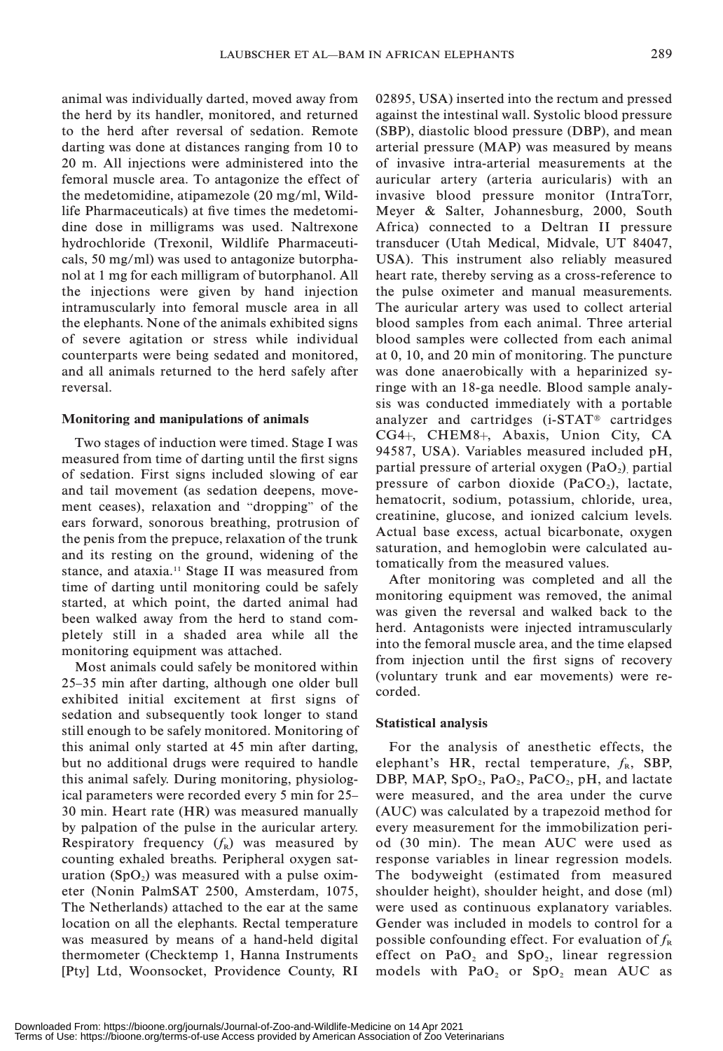animal was individually darted, moved away from the herd by its handler, monitored, and returned to the herd after reversal of sedation. Remote darting was done at distances ranging from 10 to 20 m. All injections were administered into the femoral muscle area. To antagonize the effect of the medetomidine, atipamezole (20 mg/ml, Wildlife Pharmaceuticals) at five times the medetomidine dose in milligrams was used. Naltrexone hydrochloride (Trexonil, Wildlife Pharmaceuticals, 50 mg/ml) was used to antagonize butorphanol at 1 mg for each milligram of butorphanol. All the injections were given by hand injection intramuscularly into femoral muscle area in all the elephants. None of the animals exhibited signs of severe agitation or stress while individual counterparts were being sedated and monitored, and all animals returned to the herd safely after reversal.

### Monitoring and manipulations of animals

Two stages of induction were timed. Stage I was measured from time of darting until the first signs of sedation. First signs included slowing of ear and tail movement (as sedation deepens, movement ceases), relaxation and "dropping" of the ears forward, sonorous breathing, protrusion of the penis from the prepuce, relaxation of the trunk and its resting on the ground, widening of the stance, and ataxia.[11] Stage II was measured from time of darting until monitoring could be safely started, at which point, the darted animal had been walked away from the herd to stand completely still in a shaded area while all the monitoring equipment was attached.

Most animals could safely be monitored within 25–35 min after darting, although one older bull exhibited initial excitement at first signs of sedation and subsequently took longer to stand still enough to be safely monitored. Monitoring of this animal only started at 45 min after darting, but no additional drugs were required to handle this animal safely. During monitoring, physiological parameters were recorded every 5 min for 25–30 min. Heart rate (HR) was measured manually by palpation of the pulse in the auricular artery. Respiratory frequency ($f_R$) was measured by counting exhaled breaths. Peripheral oxygen saturation ($SpO_2$) was measured with a pulse oximeter (Nonin PalmSAT 2500, Amsterdam, 1075, The Netherlands) attached to the ear at the same location on all the elephants. Rectal temperature was measured by means of a hand-held digital thermometer (Checktemp 1, Hanna Instruments [Pty] Ltd, Woonsocket, Providence County, RI 02895, USA) inserted into the rectum and pressed against the intestinal wall. Systolic blood pressure (SBP), diastolic blood pressure (DBP), and mean arterial pressure (MAP) was measured by means of invasive intra-arterial measurements at the auricular artery (arteria auricularis) with an invasive blood pressure monitor (IntraTorr, Meyer & Salter, Johannesburg, 2000, South Africa) connected to a Deltran II pressure transducer (Utah Medical, Midvale, UT 84047, USA). This instrument also reliably measured heart rate, thereby serving as a cross-reference to the pulse oximeter and manual measurements. The auricular artery was used to collect arterial blood samples from each animal. Three arterial blood samples were collected from each animal at 0, 10, and 20 min of monitoring. The puncture was done anaerobically with a heparinized syringe with an 18-ga needle. Blood sample analysis was conducted immediately with a portable analyzer and cartridges (i-STAT® cartridges CG4+, CHEM8+, Abaxis, Union City, CA 94587, USA). Variables measured included pH, partial pressure of arterial oxygen ($PaO_2$), partial pressure of carbon dioxide ($PaCO_2$), lactate, hematocrit, sodium, potassium, chloride, urea, creatinine, glucose, and ionized calcium levels. Actual base excess, actual bicarbonate, oxygen saturation, and hemoglobin were calculated automatically from the measured values.

After monitoring was completed and all the monitoring equipment was removed, the animal was given the reversal and walked back to the herd. Antagonists were injected intramuscularly into the femoral muscle area, and the time elapsed from injection until the first signs of recovery (voluntary trunk and ear movements) were recorded.

### Statistical analysis

For the analysis of anesthetic effects, the elephant's HR, rectal temperature, $f_R$, SBP, DBP, MAP, $SpO_2$, $PaO_2$, $PaCO_2$, pH, and lactate were measured, and the area under the curve (AUC) was calculated by a trapezoid method for every measurement for the immobilization period (30 min). The mean AUC were used as response variables in linear regression models. The bodyweight (estimated from measured shoulder height), shoulder height, and dose (ml) were used as continuous explanatory variables. Gender was included in models to control for a possible confounding effect. For evaluation of $f_R$ effect on $PaO_2$ and $SpO_2$, linear regression models with $PaO_2$ or $SpO_2$ mean AUC as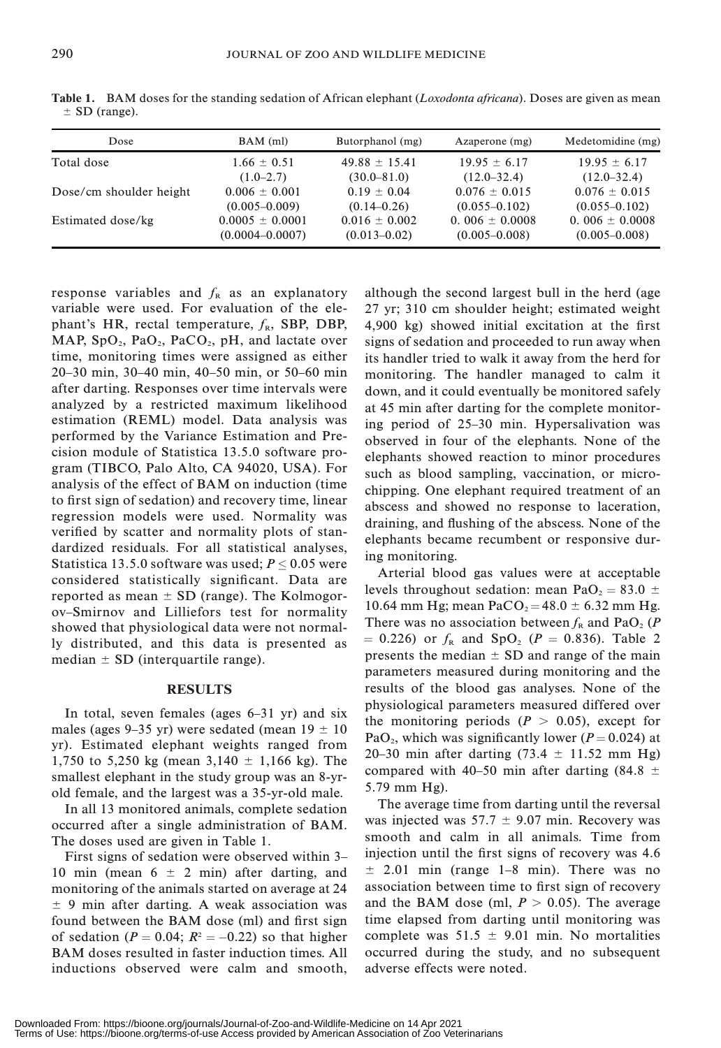**Table 1.** BAM doses for the standing sedation of African elephant (*Loxodonta africana*). Doses are given as mean ± SD (range).

| Dose | BAM (ml) | Butorphanol (mg) | Azaperone (mg) | Medetomidine (mg) |
|---|---|---|---|---|
| Total dose | 1.66 ± 0.51 (1.0–2.7) | 49.88 ± 15.41 (30.0–81.0) | 19.95 ± 6.17 (12.0–32.4) | 19.95 ± 6.17 (12.0–32.4) |
| Dose/cm shoulder height | 0.006 ± 0.001 (0.005–0.009) | 0.19 ± 0.04 (0.14–0.26) | 0.076 ± 0.015 (0.055–0.102) | 0.076 ± 0.015 (0.055–0.102) |
| Estimated dose/kg | 0.0005 ± 0.0001 (0.0004–0.0007) | 0.016 ± 0.002 (0.013–0.02) | 0. 006 ± 0.0008 (0.005–0.008) | 0. 006 ± 0.0008 (0.005–0.008) |

response variables and $f_R$ as an explanatory variable were used. For evaluation of the elephant's HR, rectal temperature, $f_R$, SBP, DBP, MAP, $SpO_2$, $PaO_2$, $PaCO_2$, pH, and lactate over time, monitoring times were assigned as either 20–30 min, 30–40 min, 40–50 min, or 50–60 min after darting. Responses over time intervals were analyzed by a restricted maximum likelihood estimation (REML) model. Data analysis was performed by the Variance Estimation and Precision module of Statistica 13.5.0 software program (TIBCO, Palo Alto, CA 94020, USA). For analysis of the effect of BAM on induction (time to first sign of sedation) and recovery time, linear regression models were used. Normality was verified by scatter and normality plots of standardized residuals. For all statistical analyses, Statistica 13.5.0 software was used; $P \leq 0.05$ were considered statistically significant. Data are reported as mean ± SD (range). The Kolmogorov–Smirnov and Lilliefors test for normality showed that physiological data were not normally distributed, and this data is presented as median ± SD (interquartile range).

## RESULTS

In total, seven females (ages 6–31 yr) and six males (ages 9–35 yr) were sedated (mean 19 ± 10 yr). Estimated elephant weights ranged from 1,750 to 5,250 kg (mean 3,140 ± 1,166 kg). The smallest elephant in the study group was an 8-yr-old female, and the largest was a 35-yr-old male.

In all 13 monitored animals, complete sedation occurred after a single administration of BAM. The doses used are given in Table 1.

First signs of sedation were observed within 3–10 min (mean 6 ± 2 min) after darting, and monitoring of the animals started on average at 24 ± 9 min after darting. A weak association was found between the BAM dose (ml) and first sign of sedation ($P = 0.04$; $R^2 = -0.22$) so that higher BAM doses resulted in faster induction times. All inductions observed were calm and smooth, although the second largest bull in the herd (age 27 yr; 310 cm shoulder height; estimated weight 4,900 kg) showed initial excitation at the first signs of sedation and proceeded to run away when its handler tried to walk it away from the herd for monitoring. The handler managed to calm it down, and it could eventually be monitored safely at 45 min after darting for the complete monitoring period of 25–30 min. Hypersalivation was observed in four of the elephants. None of the elephants showed reaction to minor procedures such as blood sampling, vaccination, or microchipping. One elephant required treatment of an abscess and showed no response to laceration, draining, and flushing of the abscess. None of the elephants became recumbent or responsive during monitoring.

Arterial blood gas values were at acceptable levels throughout sedation: mean $PaO_2 = 83.0 \pm 10.64$ mm Hg; mean $PaCO_2 = 48.0 \pm 6.32$ mm Hg. There was no association between $f_R$ and $PaO_2$ ($P = 0.226$) or $f_R$ and $SpO_2$ ($P = 0.836$). Table 2 presents the median ± SD and range of the main parameters measured during monitoring and the results of the blood gas analyses. None of the physiological parameters measured differed over the monitoring periods ($P > 0.05$), except for $PaO_2$, which was significantly lower ($P = 0.024$) at 20–30 min after darting (73.4 ± 11.52 mm Hg) compared with 40–50 min after darting (84.8 ± 5.79 mm Hg).

The average time from darting until the reversal was injected was 57.7 ± 9.07 min. Recovery was smooth and calm in all animals. Time from injection until the first signs of recovery was 4.6 ± 2.01 min (range 1–8 min). There was no association between time to first sign of recovery and the BAM dose (ml, $P > 0.05$). The average time elapsed from darting until monitoring was complete was 51.5 ± 9.01 min. No mortalities occurred during the study, and no subsequent adverse effects were noted.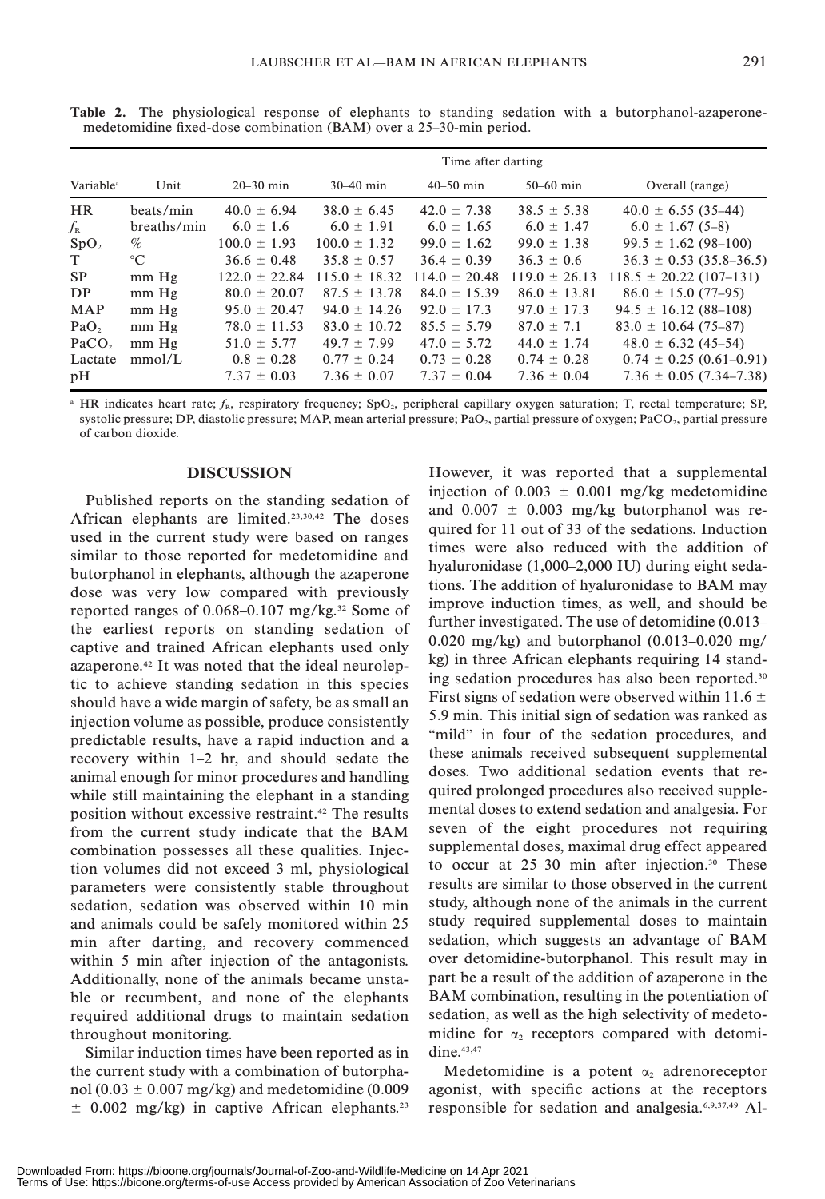**Table 2.** The physiological response of elephants to standing sedation with a butorphanol-azaperone-medetomidine fixed-dose combination (BAM) over a 25–30-min period.

| Variable[a] | Unit | Time after darting | | | | |
|---|---|---|---|---|---|---|
| | | 20–30 min | 30–40 min | 40–50 min | 50–60 min | Overall (range) |
| HR | beats/min | 40.0 ± 6.94 | 38.0 ± 6.45 | 42.0 ± 7.38 | 38.5 ± 5.38 | 40.0 ± 6.55 (35–44) |
| $f_R$ | breaths/min | 6.0 ± 1.6 | 6.0 ± 1.91 | 6.0 ± 1.65 | 6.0 ± 1.47 | 6.0 ± 1.67 (5–8) |
| $SpO_2$ | % | 100.0 ± 1.93 | 100.0 ± 1.32 | 99.0 ± 1.62 | 99.0 ± 1.38 | 99.5 ± 1.62 (98–100) |
| T | °C | 36.6 ± 0.48 | 35.8 ± 0.57 | 36.4 ± 0.39 | 36.3 ± 0.6 | 36.3 ± 0.53 (35.8–36.5) |
| SP | mm Hg | 122.0 ± 22.84 | 115.0 ± 18.32 | 114.0 ± 20.48 | 119.0 ± 26.13 | 118.5 ± 20.22 (107–131) |
| DP | mm Hg | 80.0 ± 20.07 | 87.5 ± 13.78 | 84.0 ± 15.39 | 86.0 ± 13.81 | 86.0 ± 15.0 (77–95) |
| MAP | mm Hg | 95.0 ± 20.47 | 94.0 ± 14.26 | 92.0 ± 17.3 | 97.0 ± 17.3 | 94.5 ± 16.12 (88–108) |
| $PaO_2$ | mm Hg | 78.0 ± 11.53 | 83.0 ± 10.72 | 85.5 ± 5.79 | 87.0 ± 7.1 | 83.0 ± 10.64 (75–87) |
| $PaCO_2$ | mm Hg | 51.0 ± 5.77 | 49.7 ± 7.99 | 47.0 ± 5.72 | 44.0 ± 1.74 | 48.0 ± 6.32 (45–54) |
| Lactate | mmol/L | 0.8 ± 0.28 | 0.77 ± 0.24 | 0.73 ± 0.28 | 0.74 ± 0.28 | 0.74 ± 0.25 (0.61–0.91) |
| pH | | 7.37 ± 0.03 | 7.36 ± 0.07 | 7.37 ± 0.04 | 7.36 ± 0.04 | 7.36 ± 0.05 (7.34–7.38) |

[a] HR indicates heart rate; $f_R$, respiratory frequency; $SpO_2$, peripheral capillary oxygen saturation; T, rectal temperature; SP, systolic pressure; DP, diastolic pressure; MAP, mean arterial pressure; $PaO_2$, partial pressure of oxygen; $PaCO_2$, partial pressure of carbon dioxide.

## DISCUSSION

Published reports on the standing sedation of African elephants are limited.[23,30,42] The doses used in the current study were based on ranges similar to those reported for medetomidine and butorphanol in elephants, although the azaperone dose was very low compared with previously reported ranges of 0.068–0.107 mg/kg.[32] Some of the earliest reports on standing sedation of captive and trained African elephants used only azaperone.[42] It was noted that the ideal neuroleptic to achieve standing sedation in this species should have a wide margin of safety, be as small an injection volume as possible, produce consistently predictable results, have a rapid induction and a recovery within 1–2 hr, and should sedate the animal enough for minor procedures and handling while still maintaining the elephant in a standing position without excessive restraint.[42] The results from the current study indicate that the BAM combination possesses all these qualities. Injection volumes did not exceed 3 ml, physiological parameters were consistently stable throughout sedation, sedation was observed within 10 min and animals could be safely monitored within 25 min after darting, and recovery commenced within 5 min after injection of the antagonists. Additionally, none of the animals became unstable or recumbent, and none of the elephants required additional drugs to maintain sedation throughout monitoring.

Similar induction times have been reported as in the current study with a combination of butorphanol (0.03 ± 0.007 mg/kg) and medetomidine (0.009 ± 0.002 mg/kg) in captive African elephants.[23] However, it was reported that a supplemental injection of 0.003 ± 0.001 mg/kg medetomidine and 0.007 ± 0.003 mg/kg butorphanol was required for 11 out of 33 of the sedations. Induction times were also reduced with the addition of hyaluronidase (1,000–2,000 IU) during eight sedations. The addition of hyaluronidase to BAM may improve induction times, as well, and should be further investigated. The use of detomidine (0.013–0.020 mg/kg) and butorphanol (0.013–0.020 mg/kg) in three African elephants requiring 14 standing sedation procedures has also been reported.[30] First signs of sedation were observed within 11.6 ± 5.9 min. This initial sign of sedation was ranked as "mild" in four of the sedation procedures, and these animals received subsequent supplemental doses. Two additional sedation events that required prolonged procedures also received supplemental doses to extend sedation and analgesia. For seven of the eight procedures not requiring supplemental doses, maximal drug effect appeared to occur at 25–30 min after injection.[30] These results are similar to those observed in the current study, although none of the animals in the current study required supplemental doses to maintain sedation, which suggests an advantage of BAM over detomidine-butorphanol. This result may in part be a result of the addition of azaperone in the BAM combination, resulting in the potentiation of sedation, as well as the high selectivity of medetomidine for $\alpha_2$ receptors compared with detomidine.[43,47]

Medetomidine is a potent $\alpha_2$ adrenoreceptor agonist, with specific actions at the receptors responsible for sedation and analgesia.[6,9,37,49] Al-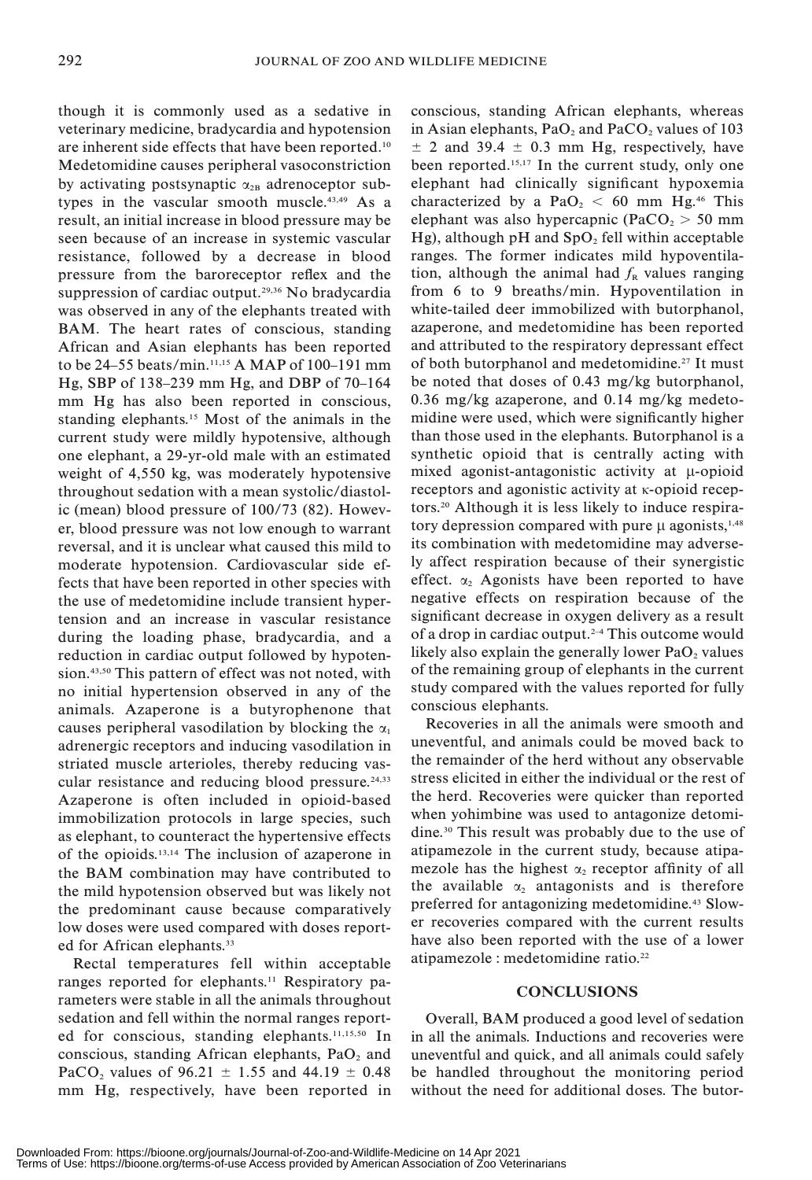though it is commonly used as a sedative in veterinary medicine, bradycardia and hypotension are inherent side effects that have been reported.[10] Medetomidine causes peripheral vasoconstriction by activating postsynaptic $\alpha_{2B}$ adrenoceptor subtypes in the vascular smooth muscle.[43,49] As a result, an initial increase in blood pressure may be seen because of an increase in systemic vascular resistance, followed by a decrease in blood pressure from the baroreceptor reflex and the suppression of cardiac output.[29,36] No bradycardia was observed in any of the elephants treated with BAM. The heart rates of conscious, standing African and Asian elephants has been reported to be 24–55 beats/min.[11,15] A MAP of 100–191 mm Hg, SBP of 138–239 mm Hg, and DBP of 70–164 mm Hg has also been reported in conscious, standing elephants.[15] Most of the animals in the current study were mildly hypotensive, although one elephant, a 29-yr-old male with an estimated weight of 4,550 kg, was moderately hypotensive throughout sedation with a mean systolic/diastolic (mean) blood pressure of 100/73 (82). However, blood pressure was not low enough to warrant reversal, and it is unclear what caused this mild to moderate hypotension. Cardiovascular side effects that have been reported in other species with the use of medetomidine include transient hypertension and an increase in vascular resistance during the loading phase, bradycardia, and a reduction in cardiac output followed by hypotension.[43,50] This pattern of effect was not noted, with no initial hypertension observed in any of the animals. Azaperone is a butyrophenone that causes peripheral vasodilation by blocking the $\alpha_1$ adrenergic receptors and inducing vasodilation in striated muscle arterioles, thereby reducing vascular resistance and reducing blood pressure.[24,33] Azaperone is often included in opioid-based immobilization protocols in large species, such as elephant, to counteract the hypertensive effects of the opioids.[13,14] The inclusion of azaperone in the BAM combination may have contributed to the mild hypotension observed but was likely not the predominant cause because comparatively low doses were used compared with doses reported for African elephants.[33]

Rectal temperatures fell within acceptable ranges reported for elephants.[11] Respiratory parameters were stable in all the animals throughout sedation and fell within the normal ranges reported for conscious, standing elephants.[11,15,50] In conscious, standing African elephants, $PaO_2$ and $PaCO_2$ values of 96.21 ± 1.55 and 44.19 ± 0.48 mm Hg, respectively, have been reported in conscious, standing African elephants, whereas in Asian elephants, $PaO_2$ and $PaCO_2$ values of 103 ± 2 and 39.4 ± 0.3 mm Hg, respectively, have been reported.[15,17] In the current study, only one elephant had clinically significant hypoxemia characterized by a $PaO_2 < 60$ mm Hg.[46] This elephant was also hypercapnic ($PaCO_2 > 50$ mm Hg), although pH and $SpO_2$ fell within acceptable ranges. The former indicates mild hypoventilation, although the animal had $f_R$ values ranging from 6 to 9 breaths/min. Hypoventilation in white-tailed deer immobilized with butorphanol, azaperone, and medetomidine has been reported and attributed to the respiratory depressant effect of both butorphanol and medetomidine.[27] It must be noted that doses of 0.43 mg/kg butorphanol, 0.36 mg/kg azaperone, and 0.14 mg/kg medetomidine were used, which were significantly higher than those used in the elephants. Butorphanol is a synthetic opioid that is centrally acting with mixed agonist-antagonistic activity at μ-opioid receptors and agonistic activity at κ-opioid receptors.[20] Although it is less likely to induce respiratory depression compared with pure μ agonists,[1,48] its combination with medetomidine may adversely affect respiration because of their synergistic effect. $\alpha_2$ Agonists have been reported to have negative effects on respiration because of the significant decrease in oxygen delivery as a result of a drop in cardiac output.[2–4] This outcome would likely also explain the generally lower $PaO_2$ values of the remaining group of elephants in the current study compared with the values reported for fully conscious elephants.

Recoveries in all the animals were smooth and uneventful, and animals could be moved back to the remainder of the herd without any observable stress elicited in either the individual or the rest of the herd. Recoveries were quicker than reported when yohimbine was used to antagonize detomidine.[30] This result was probably due to the use of atipamezole in the current study, because atipamezole has the highest $\alpha_2$ receptor affinity of all the available $\alpha_2$ antagonists and is therefore preferred for antagonizing medetomidine.[43] Slower recoveries compared with the current results have also been reported with the use of a lower atipamezole : medetomidine ratio.[22]

## CONCLUSIONS

Overall, BAM produced a good level of sedation in all the animals. Inductions and recoveries were uneventful and quick, and all animals could safely be handled throughout the monitoring period without the need for additional doses. The butor-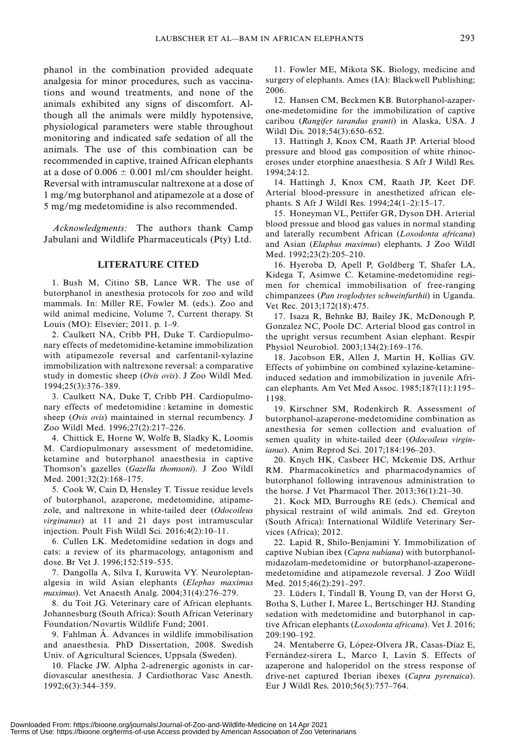phanol in the combination provided adequate analgesia for minor procedures, such as vaccinations and wound treatments, and none of the animals exhibited any signs of discomfort. Although all the animals were mildly hypotensive, physiological parameters were stable throughout monitoring and indicated safe sedation of all the animals. The use of this combination can be recommended in captive, trained African elephants at a dose of $0.006 \pm 0.001$ ml/cm shoulder height. Reversal with intramuscular naltrexone at a dose of 1 mg/mg butorphanol and atipamezole at a dose of 5 mg/mg medetomidine is also recommended.

*Acknowledgments:* The authors thank Camp Jabulani and Wildlife Pharmaceuticals (Pty) Ltd.

## LITERATURE CITED

1. Bush M, Citino SB, Lance WR. The use of butorphanol in anesthesia protocols for zoo and wild mammals. In: Miller RE, Fowler M. (eds.). Zoo and wild animal medicine, Volume 7, Current therapy. St Louis (MO): Elsevier; 2011. p. 1–9.

2. Caulkett NA, Cribb PH, Duke T. Cardiopulmonary effects of medetomidine-ketamine immobilization with atipamezole reversal and carfentanil-xylazine immobilization with naltrexone reversal: a comparative study in domestic sheep (*Ovis ovis*). J Zoo Wildl Med. 1994;25(3):376–389.

3. Caulkett NA, Duke T, Cribb PH. Cardiopulmonary effects of medetomidine : ketamine in domestic sheep (*Ovis ovis*) maintained in sternal recumbency. J Zoo Wildl Med. 1996;27(2):217–226.

4. Chittick E, Horne W, Wolfe B, Sladky K, Loomis M. Cardiopulmonary assessment of medetomidine, ketamine and butorphanol anaesthesia in captive Thomson's gazelles (*Gazella thomsoni*). J Zoo Wildl Med. 2001;32(2):168–175.

5. Cook W, Cain D, Hensley T. Tissue residue levels of butorphanol, azaperone, medetomidine, atipamezole, and naltrexone in white-tailed deer (*Odocoileus virginanus*) at 11 and 21 days post intramuscular injection. Poult Fish Wildl Sci. 2016;4(2):10–11.

6. Cullen LK. Medetomidine sedation in dogs and cats: a review of its pharmacology, antagonism and dose. Br Vet J. 1996;152:519–535.

7. Dangolla A, Silva I, Kuruwita VY. Neuroleptanalgesia in wild Asian elephants (*Elephas maximus maximus*). Vet Anaesth Analg. 2004;31(4):276–279.

8. du Toit JG. Veterinary care of African elephants. Johannesburg (South Africa): South African Veterinary Foundation/Novartis Wildlife Fund; 2001.

9. Fahlman Å. Advances in wildlife immobilisation and anaesthesia. PhD Dissertation, 2008. Swedish Univ. of Agricultural Sciences, Uppsala (Sweden).

10. Flacke JW. Alpha 2-adrenergic agonists in cardiovascular anesthesia. J Cardiothorac Vasc Anesth. 1992;6(3):344–359.

11. Fowler ME, Mikota SK. Biology, medicine and surgery of elephants. Ames (IA): Blackwell Publishing; 2006.

12. Hansen CM, Beckmen KB. Butorphanol-azaperone-medetomidine for the immobilization of captive caribou (*Rangifer tarandus granti*) in Alaska, USA. J Wildl Dis. 2018;54(3):650–652.

13. Hattingh J, Knox CM, Raath JP. Arterial blood pressure and blood gas composition of white rhinoceroses under etorphine anaesthesia. S Afr J Wildl Res. 1994;24:12.

14. Hattingh J, Knox CM, Raath JP, Keet DF. Arterial blood-pressure in anesthetized african elephants. S Afr J Wildl Res. 1994;24(1–2):15–17.

15. Honeyman VL, Pettifer GR, Dyson DH. Arterial blood pressue and blood gas values in normal standing and laterally recumbent African (*Loxodonta africana*) and Asian (*Elaphus maximus*) elephants. J Zoo Wildl Med. 1992;23(2):205–210.

16. Hyeroba D, Apell P, Goldberg T, Shafer LA, Kidega T, Asimwe C. Ketamine-medetomidine regimen for chemical immobilisation of free-ranging chimpanzees (*Pan troglodytes schweinfurthii*) in Uganda. Vet Rec. 2013;172(18):475.

17. Isaza R, Behnke BJ, Bailey JK, McDonough P, Gonzalez NC, Poole DC. Arterial blood gas control in the upright versus recumbent Asian elephant. Respir Physiol Neurobiol. 2003;134(2):169–176.

18. Jacobson ER, Allen J, Martin H, Kollias GV. Effects of yohimbine on combined xylazine-ketamine–induced sedation and immobilization in juvenile African elephants. Am Vet Med Assoc. 1985;187(11):1195–1198.

19. Kirschner SM, Rodenkirch R. Assessment of butorphanol-azaperone-medetomidine combination as anesthesia for semen collection and evaluation of semen quality in white-tailed deer (*Odocoileus virginianus*). Anim Reprod Sci. 2017;184:196–203.

20. Knych HK, Casbeer HC, Mckemie DS, Arthur RM. Pharmacokinetics and pharmacodynamics of butorphanol following intravenous administration to the horse. J Vet Pharmacol Ther. 2013;36(1):21–30.

21. Kock MD, Burroughs RE (eds.). Chemical and physical restraint of wild animals. 2nd ed. Greyton (South Africa): International Wildlife Veterinary Services (Africa); 2012.

22. Lapid R, Shilo-Benjamini Y. Immobilization of captive Nubian ibex (*Capra nubiana*) with butorphanol-midazolam-medetomidine or butorphanol-azaperone-medetomidine and atipamezole reversal. J Zoo Wildl Med. 2015;46(2):291–297.

23. Lüders I, Tindall B, Young D, van der Horst G, Botha S, Luther I, Maree L, Bertschinger HJ. Standing sedation with medetomidine and butorphanol in captive African elephants (*Loxodonta africana*). Vet J. 2016; 209:190–192.

24. Mentaberre G, López-Olvera JR, Casas-Díaz E, Fernández-sirera L, Marco I, Lavín S. Effects of azaperone and haloperidol on the stress response of drive-net captured Iberian ibexes (*Capra pyrenaica*). Eur J Wildl Res. 2010;56(5):757–764.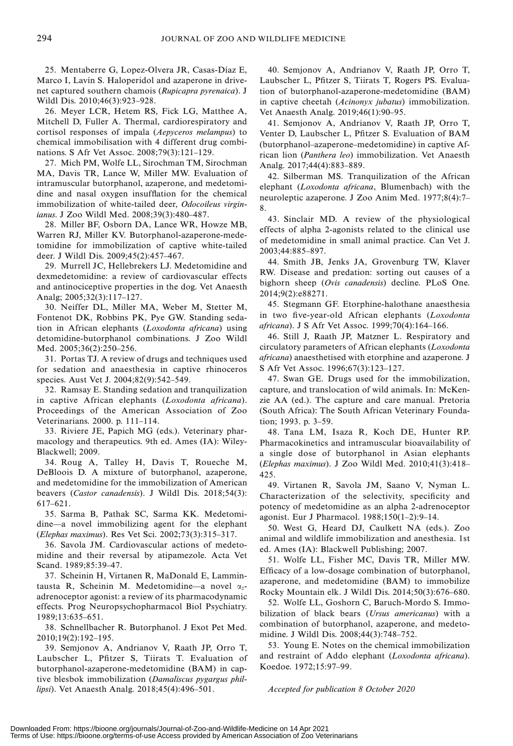25. Mentaberre G, Lopez-Olvera JR, Casas-Díaz E, Marco I, Lavín S. Haloperidol and azaperone in drive-net captured southern chamois (*Rupicapra pyrenaica*). J Wildl Dis. 2010;46(3):923–928.

26. Meyer LCR, Hetem RS, Fick LG, Matthee A, Mitchell D, Fuller A. Thermal, cardiorespiratory and cortisol responses of impala (*Aepyceros melampus*) to chemical immobilisation with 4 different drug combinations. S Afr Vet Assoc. 2008;79(3):121–129.

27. Mich PM, Wolfe LL, Sirochman TM, Sirochman MA, Davis TR, Lance W, Miller MW. Evaluation of intramuscular butorphanol, azaperone, and medetomidine and nasal oxygen insufflation for the chemical immobilization of white-tailed deer, *Odocoileus virginianus*. J Zoo Wildl Med. 2008;39(3):480–487.

28. Miller BF, Osborn DA, Lance WR, Howze MB, Warren RJ, Miller KV. Butorphanol-azaperone-medetomidine for immobilization of captive white-tailed deer. J Wildl Dis. 2009;45(2):457–467.

29. Murrell JC, Hellebrekers LJ. Medetomidine and dexmedetomidine: a review of cardiovascular effects and antinociceptive properties in the dog. Vet Anaesth Analg; 2005;32(3):117–127.

30. Neiffer DL, Miller MA, Weber M, Stetter M, Fontenot DK, Robbins PK, Pye GW. Standing sedation in African elephants (*Loxodonta africana*) using detomidine-butorphanol combinations. J Zoo Wildl Med. 2005;36(2):250–256.

31. Portas TJ. A review of drugs and techniques used for sedation and anaesthesia in captive rhinoceros species. Aust Vet J. 2004;82(9):542–549.

32. Ramsay E. Standing sedation and tranquilization in captive African elephants (*Loxodonta africana*). Proceedings of the American Association of Zoo Veterinarians. 2000. p. 111–114.

33. Riviere JE, Papich MG (eds.). Veterinary pharmacology and therapeutics. 9th ed. Ames (IA): Wiley-Blackwell; 2009.

34. Roug A, Talley H, Davis T, Roueche M, DeBloois D. A mixture of butorphanol, azaperone, and medetomidine for the immobilization of American beavers (*Castor canadensis*). J Wildl Dis. 2018;54(3): 617–621.

35. Sarma B, Pathak SC, Sarma KK. Medetomidine—a novel immobilizing agent for the elephant (*Elephas maximus*). Res Vet Sci. 2002;73(3):315–317.

36. Savola JM. Cardiovascular actions of medetomidine and their reversal by atipamezole. Acta Vet Scand. 1989;85:39–47.

37. Scheinin H, Virtanen R, MaDonald E, Lammintausta R, Scheinin M. Medetomidine—a novel $\alpha_2$-adrenoceptor agonist: a review of its pharmacodynamic effects. Prog Neuropsychopharmacol Biol Psychiatry. 1989;13:635–651.

38. Schnellbacher R. Butorphanol. J Exot Pet Med. 2010;19(2):192–195.

39. Semjonov A, Andrianov V, Raath JP, Orro T, Laubscher L, Pfitzer S, Tiirats T. Evaluation of butorphanol-azaperone-medetomidine (BAM) in captive blesbok immobilization (*Damaliscus pygargus phillipsi*). Vet Anaesth Analg. 2018;45(4):496–501.

40. Semjonov A, Andrianov V, Raath JP, Orro T, Laubscher L, Pfitzer S, Tiirats T, Rogers PS. Evaluation of butorphanol-azaperone-medetomidine (BAM) in captive cheetah (*Acinonyx jubatus*) immobilization. Vet Anaesth Analg. 2019;46(1):90–95.

41. Semjonov A, Andrianov V, Raath JP, Orro T, Venter D, Laubscher L, Pfitzer S. Evaluation of BAM (butorphanol–azaperone–medetomidine) in captive African lion (*Panthera leo*) immobilization. Vet Anaesth Analg. 2017;44(4):883–889.

42. Silberman MS. Tranquilization of the African elephant (*Loxodonta africana*, Blumenbach) with the neuroleptic azaperone. J Zoo Anim Med. 1977;8(4):7–8.

43. Sinclair MD. A review of the physiological effects of alpha 2-agonists related to the clinical use of medetomidine in small animal practice. Can Vet J. 2003;44:885–897.

44. Smith JB, Jenks JA, Grovenburg TW, Klaver RW. Disease and predation: sorting out causes of a bighorn sheep (*Ovis canadensis*) decline. PLoS One. 2014;9(2):e88271.

45. Stegmann GF. Etorphine-halothane anaesthesia in two five-year-old African elephants (*Loxodonta africana*). J S Afr Vet Assoc. 1999;70(4):164–166.

46. Still J, Raath JP, Matzner L. Respiratory and circulatory parameters of African elephants (*Loxodonta africana*) anaesthetised with etorphine and azaperone. J S Afr Vet Assoc. 1996;67(3):123–127.

47. Swan GE. Drugs used for the immobilization, capture, and translocation of wild animals. In: McKenzie AA (ed.). The capture and care manual. Pretoria (South Africa): The South African Veterinary Foundation; 1993. p. 3–59.

48. Tana LM, Isaza R, Koch DE, Hunter RP. Pharmacokinetics and intramuscular bioavailability of a single dose of butorphanol in Asian elephants (*Elephas maximus*). J Zoo Wildl Med. 2010;41(3):418–425.

49. Virtanen R, Savola JM, Saano V, Nyman L. Characterization of the selectivity, specificity and potency of medetomidine as an alpha 2-adrenoceptor agonist. Eur J Pharmacol. 1988;150(1–2):9–14.

50. West G, Heard DJ, Caulkett NA (eds.). Zoo animal and wildlife immobilization and anesthesia. 1st ed. Ames (IA): Blackwell Publishing; 2007.

51. Wolfe LL, Fisher MC, Davis TR, Miller MW. Efficacy of a low-dosage combination of butorphanol, azaperone, and medetomidine (BAM) to immobilize Rocky Mountain elk. J Wildl Dis. 2014;50(3):676–680.

52. Wolfe LL, Goshorn C, Baruch-Mordo S. Immobilization of black bears (*Ursus americanus*) with a combination of butorphanol, azaperone, and medetomidine. J Wildl Dis. 2008;44(3):748–752.

53. Young E. Notes on the chemical immobilization and restraint of Addo elephant (*Loxodonta africana*). Koedoe. 1972;15:97–99.

*Accepted for publication 8 October 2020*